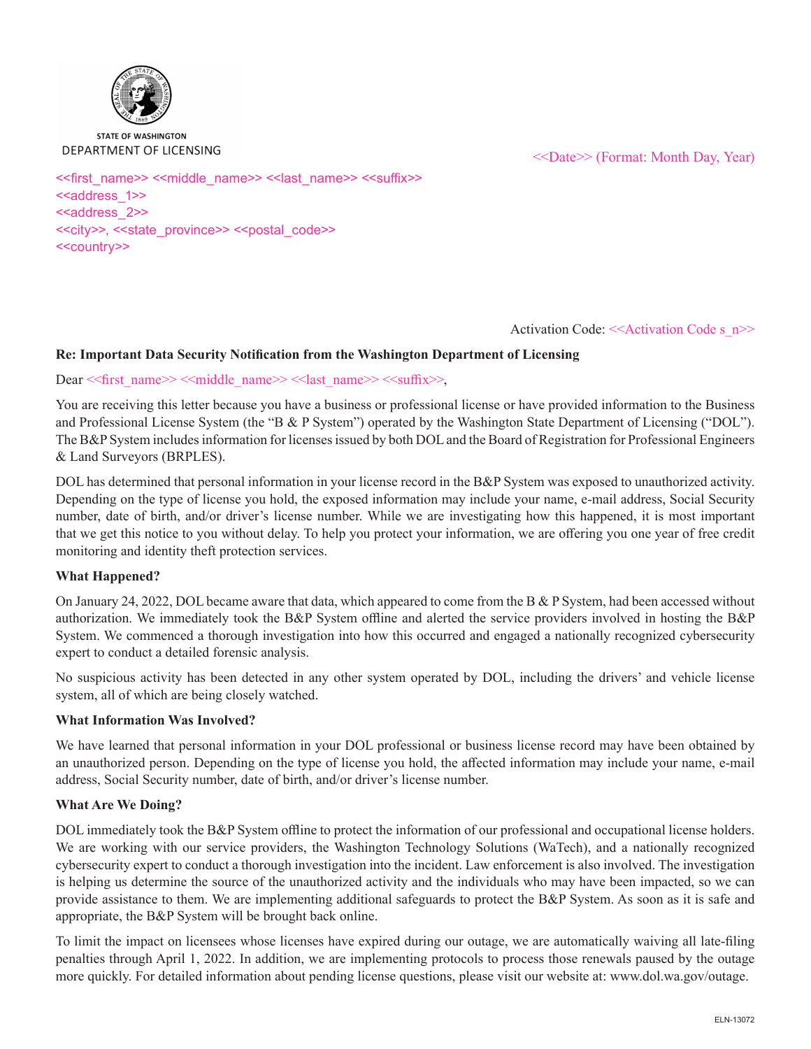STATE OF WASHINGTON
DEPARTMENT OF LICENSING

<<Date>> (Format: Month Day, Year)

<<first_name>> <<middle_name>> <<last_name>> <<suffix>>
<<address_1>>
<<address_2>>
<<city>>, <<state_province>> <<postal_code>>
<<country>>

Activation Code: <<Activation Code s_n>>

**Re: Important Data Security Notification from the Washington Department of Licensing**

Dear <<first_name>> <<middle_name>> <<last_name>> <<suffix>>,

You are receiving this letter because you have a business or professional license or have provided information to the Business and Professional License System (the "B & P System") operated by the Washington State Department of Licensing ("DOL"). The B&P System includes information for licenses issued by both DOL and the Board of Registration for Professional Engineers & Land Surveyors (BRPLES).

DOL has determined that personal information in your license record in the B&P System was exposed to unauthorized activity. Depending on the type of license you hold, the exposed information may include your name, e-mail address, Social Security number, date of birth, and/or driver's license number. While we are investigating how this happened, it is most important that we get this notice to you without delay. To help you protect your information, we are offering you one year of free credit monitoring and identity theft protection services.

**What Happened?**

On January 24, 2022, DOL became aware that data, which appeared to come from the B & P System, had been accessed without authorization. We immediately took the B&P System offline and alerted the service providers involved in hosting the B&P System. We commenced a thorough investigation into how this occurred and engaged a nationally recognized cybersecurity expert to conduct a detailed forensic analysis.

No suspicious activity has been detected in any other system operated by DOL, including the drivers' and vehicle license system, all of which are being closely watched.

**What Information Was Involved?**

We have learned that personal information in your DOL professional or business license record may have been obtained by an unauthorized person. Depending on the type of license you hold, the affected information may include your name, e-mail address, Social Security number, date of birth, and/or driver's license number.

**What Are We Doing?**

DOL immediately took the B&P System offline to protect the information of our professional and occupational license holders. We are working with our service providers, the Washington Technology Solutions (WaTech), and a nationally recognized cybersecurity expert to conduct a thorough investigation into the incident. Law enforcement is also involved. The investigation is helping us determine the source of the unauthorized activity and the individuals who may have been impacted, so we can provide assistance to them. We are implementing additional safeguards to protect the B&P System. As soon as it is safe and appropriate, the B&P System will be brought back online.

To limit the impact on licensees whose licenses have expired during our outage, we are automatically waiving all late-filing penalties through April 1, 2022. In addition, we are implementing protocols to process those renewals paused by the outage more quickly. For detailed information about pending license questions, please visit our website at: www.dol.wa.gov/outage.

ELN-13072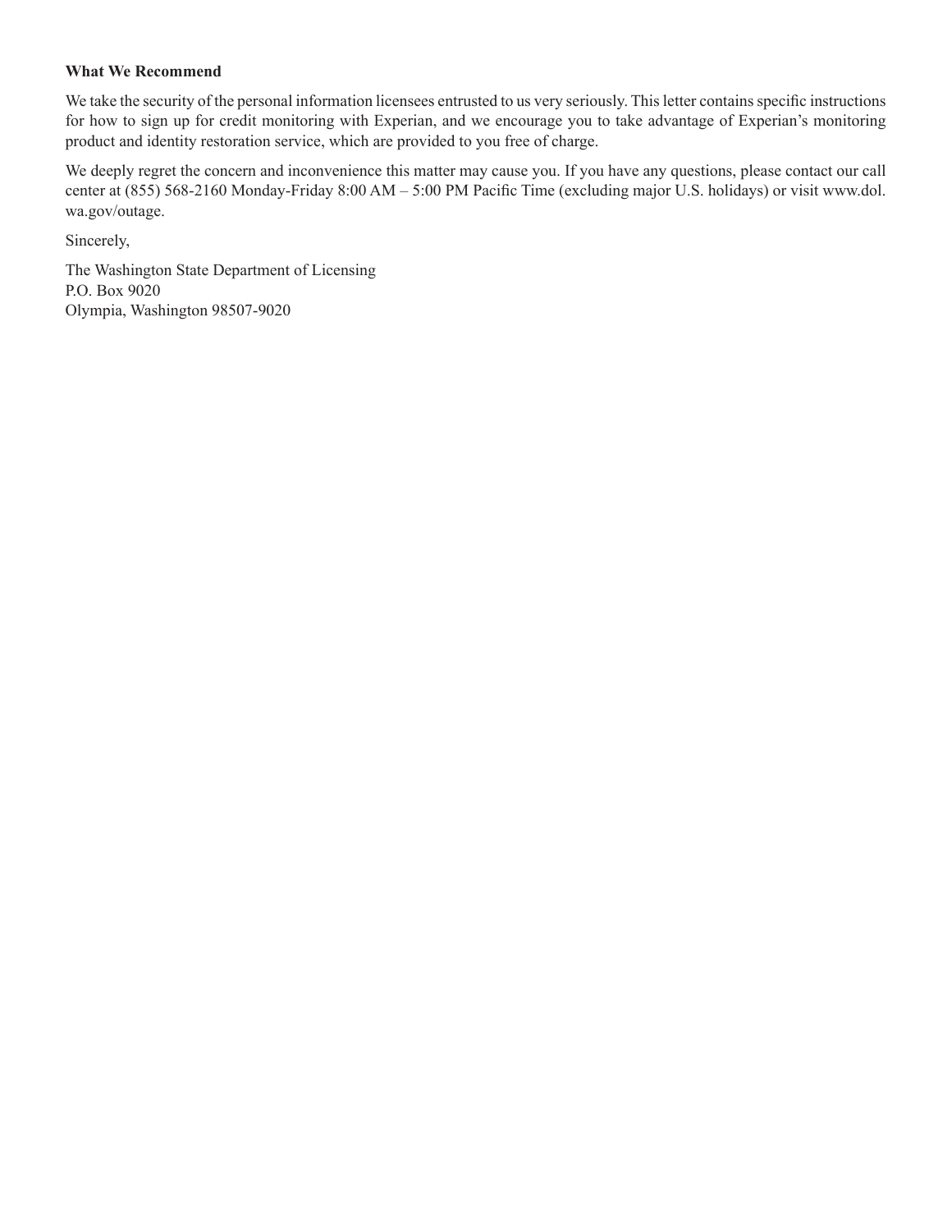**What We Recommend**

We take the security of the personal information licensees entrusted to us very seriously. This letter contains specific instructions for how to sign up for credit monitoring with Experian, and we encourage you to take advantage of Experian's monitoring product and identity restoration service, which are provided to you free of charge.

We deeply regret the concern and inconvenience this matter may cause you. If you have any questions, please contact our call center at (855) 568-2160 Monday-Friday 8:00 AM – 5:00 PM Pacific Time (excluding major U.S. holidays) or visit www.dol.wa.gov/outage.

Sincerely,

The Washington State Department of Licensing
P.O. Box 9020
Olympia, Washington 98507-9020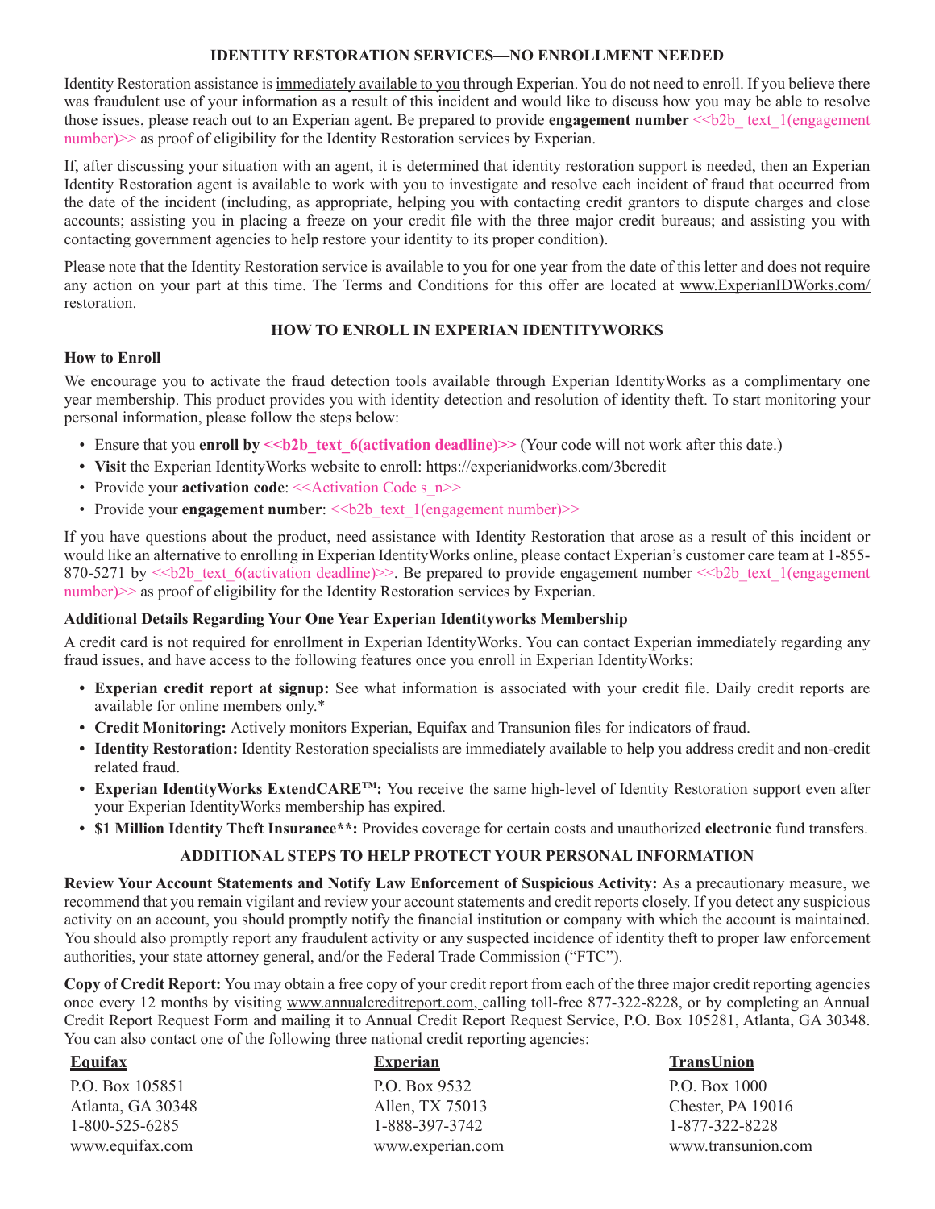## IDENTITY RESTORATION SERVICES—NO ENROLLMENT NEEDED

Identity Restoration assistance is immediately available to you through Experian. You do not need to enroll. If you believe there was fraudulent use of your information as a result of this incident and would like to discuss how you may be able to resolve those issues, please reach out to an Experian agent. Be prepared to provide **engagement number** <<b2b_ text_1(engagement number)>> as proof of eligibility for the Identity Restoration services by Experian.

If, after discussing your situation with an agent, it is determined that identity restoration support is needed, then an Experian Identity Restoration agent is available to work with you to investigate and resolve each incident of fraud that occurred from the date of the incident (including, as appropriate, helping you with contacting credit grantors to dispute charges and close accounts; assisting you in placing a freeze on your credit file with the three major credit bureaus; and assisting you with contacting government agencies to help restore your identity to its proper condition).

Please note that the Identity Restoration service is available to you for one year from the date of this letter and does not require any action on your part at this time. The Terms and Conditions for this offer are located at www.ExperianIDWorks.com/restoration.

## HOW TO ENROLL IN EXPERIAN IDENTITYWORKS

### How to Enroll

We encourage you to activate the fraud detection tools available through Experian IdentityWorks as a complimentary one year membership. This product provides you with identity detection and resolution of identity theft. To start monitoring your personal information, please follow the steps below:

- Ensure that you **enroll by <<b2b_text_6(activation deadline)>>** (Your code will not work after this date.)
- **Visit** the Experian IdentityWorks website to enroll: https://experianidworks.com/3bcredit
- Provide your **activation code**: <<Activation Code s_n>>
- Provide your **engagement number**: <<b2b_text_1(engagement number)>>

If you have questions about the product, need assistance with Identity Restoration that arose as a result of this incident or would like an alternative to enrolling in Experian IdentityWorks online, please contact Experian's customer care team at 1-855-870-5271 by <<b2b_text_6(activation deadline)>>. Be prepared to provide engagement number <<b2b_text_1(engagement number)>> as proof of eligibility for the Identity Restoration services by Experian.

### Additional Details Regarding Your One Year Experian Identityworks Membership

A credit card is not required for enrollment in Experian IdentityWorks. You can contact Experian immediately regarding any fraud issues, and have access to the following features once you enroll in Experian IdentityWorks:

- **Experian credit report at signup:** See what information is associated with your credit file. Daily credit reports are available for online members only.*
- **Credit Monitoring:** Actively monitors Experian, Equifax and Transunion files for indicators of fraud.
- **Identity Restoration:** Identity Restoration specialists are immediately available to help you address credit and non-credit related fraud.
- **Experian IdentityWorks ExtendCARE™:** You receive the same high-level of Identity Restoration support even after your Experian IdentityWorks membership has expired.
- **$1 Million Identity Theft Insurance**:** Provides coverage for certain costs and unauthorized **electronic** fund transfers.

## ADDITIONAL STEPS TO HELP PROTECT YOUR PERSONAL INFORMATION

**Review Your Account Statements and Notify Law Enforcement of Suspicious Activity:** As a precautionary measure, we recommend that you remain vigilant and review your account statements and credit reports closely. If you detect any suspicious activity on an account, you should promptly notify the financial institution or company with which the account is maintained. You should also promptly report any fraudulent activity or any suspected incidence of identity theft to proper law enforcement authorities, your state attorney general, and/or the Federal Trade Commission ("FTC").

**Copy of Credit Report:** You may obtain a free copy of your credit report from each of the three major credit reporting agencies once every 12 months by visiting www.annualcreditreport.com, calling toll-free 877-322-8228, or by completing an Annual Credit Report Request Form and mailing it to Annual Credit Report Request Service, P.O. Box 105281, Atlanta, GA 30348. You can also contact one of the following three national credit reporting agencies:

| Equifax | Experian | TransUnion |
|---|---|---|
| P.O. Box 105851 | P.O. Box 9532 | P.O. Box 1000 |
| Atlanta, GA 30348 | Allen, TX 75013 | Chester, PA 19016 |
| 1-800-525-6285 | 1-888-397-3742 | 1-877-322-8228 |
| www.equifax.com | www.experian.com | www.transunion.com |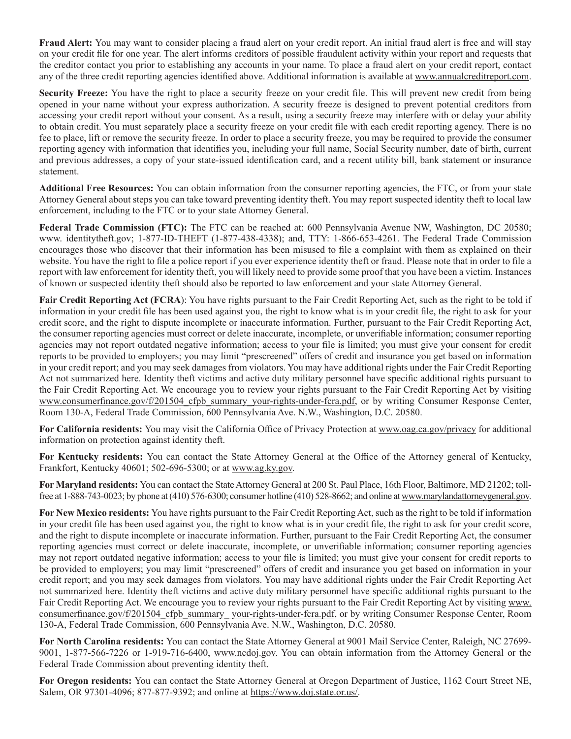**Fraud Alert:** You may want to consider placing a fraud alert on your credit report. An initial fraud alert is free and will stay on your credit file for one year. The alert informs creditors of possible fraudulent activity within your report and requests that the creditor contact you prior to establishing any accounts in your name. To place a fraud alert on your credit report, contact any of the three credit reporting agencies identified above. Additional information is available at www.annualcreditreport.com.

**Security Freeze:** You have the right to place a security freeze on your credit file. This will prevent new credit from being opened in your name without your express authorization. A security freeze is designed to prevent potential creditors from accessing your credit report without your consent. As a result, using a security freeze may interfere with or delay your ability to obtain credit. You must separately place a security freeze on your credit file with each credit reporting agency. There is no fee to place, lift or remove the security freeze. In order to place a security freeze, you may be required to provide the consumer reporting agency with information that identifies you, including your full name, Social Security number, date of birth, current and previous addresses, a copy of your state-issued identification card, and a recent utility bill, bank statement or insurance statement.

**Additional Free Resources:** You can obtain information from the consumer reporting agencies, the FTC, or from your state Attorney General about steps you can take toward preventing identity theft. You may report suspected identity theft to local law enforcement, including to the FTC or to your state Attorney General.

**Federal Trade Commission (FTC):** The FTC can be reached at: 600 Pennsylvania Avenue NW, Washington, DC 20580; www. identitytheft.gov; 1-877-ID-THEFT (1-877-438-4338); and, TTY: 1-866-653-4261. The Federal Trade Commission encourages those who discover that their information has been misused to file a complaint with them as explained on their website. You have the right to file a police report if you ever experience identity theft or fraud. Please note that in order to file a report with law enforcement for identity theft, you will likely need to provide some proof that you have been a victim. Instances of known or suspected identity theft should also be reported to law enforcement and your state Attorney General.

**Fair Credit Reporting Act (FCRA**): You have rights pursuant to the Fair Credit Reporting Act, such as the right to be told if information in your credit file has been used against you, the right to know what is in your credit file, the right to ask for your credit score, and the right to dispute incomplete or inaccurate information. Further, pursuant to the Fair Credit Reporting Act, the consumer reporting agencies must correct or delete inaccurate, incomplete, or unverifiable information; consumer reporting agencies may not report outdated negative information; access to your file is limited; you must give your consent for credit reports to be provided to employers; you may limit "prescreened" offers of credit and insurance you get based on information in your credit report; and you may seek damages from violators. You may have additional rights under the Fair Credit Reporting Act not summarized here. Identity theft victims and active duty military personnel have specific additional rights pursuant to the Fair Credit Reporting Act. We encourage you to review your rights pursuant to the Fair Credit Reporting Act by visiting www.consumerfinance.gov/f/201504_cfpb_summary_your-rights-under-fcra.pdf, or by writing Consumer Response Center, Room 130-A, Federal Trade Commission, 600 Pennsylvania Ave. N.W., Washington, D.C. 20580.

**For California residents:** You may visit the California Office of Privacy Protection at www.oag.ca.gov/privacy for additional information on protection against identity theft.

**For Kentucky residents:** You can contact the State Attorney General at the Office of the Attorney general of Kentucky, Frankfort, Kentucky 40601; 502-696-5300; or at www.ag.ky.gov.

**For Maryland residents:** You can contact the State Attorney General at 200 St. Paul Place, 16th Floor, Baltimore, MD 21202; toll-free at 1-888-743-0023; by phone at (410) 576-6300; consumer hotline (410) 528-8662; and online at www.marylandattorneygeneral.gov.

**For New Mexico residents:** You have rights pursuant to the Fair Credit Reporting Act, such as the right to be told if information in your credit file has been used against you, the right to know what is in your credit file, the right to ask for your credit score, and the right to dispute incomplete or inaccurate information. Further, pursuant to the Fair Credit Reporting Act, the consumer reporting agencies must correct or delete inaccurate, incomplete, or unverifiable information; consumer reporting agencies may not report outdated negative information; access to your file is limited; you must give your consent for credit reports to be provided to employers; you may limit "prescreened" offers of credit and insurance you get based on information in your credit report; and you may seek damages from violators. You may have additional rights under the Fair Credit Reporting Act not summarized here. Identity theft victims and active duty military personnel have specific additional rights pursuant to the Fair Credit Reporting Act. We encourage you to review your rights pursuant to the Fair Credit Reporting Act by visiting www.consumerfinance.gov/f/201504_cfpb_summary_ your-rights-under-fcra.pdf, or by writing Consumer Response Center, Room 130-A, Federal Trade Commission, 600 Pennsylvania Ave. N.W., Washington, D.C. 20580.

**For North Carolina residents:** You can contact the State Attorney General at 9001 Mail Service Center, Raleigh, NC 27699-9001, 1-877-566-7226 or 1-919-716-6400, www.ncdoj.gov. You can obtain information from the Attorney General or the Federal Trade Commission about preventing identity theft.

**For Oregon residents:** You can contact the State Attorney General at Oregon Department of Justice, 1162 Court Street NE, Salem, OR 97301-4096; 877-877-9392; and online at https://www.doj.state.or.us/.